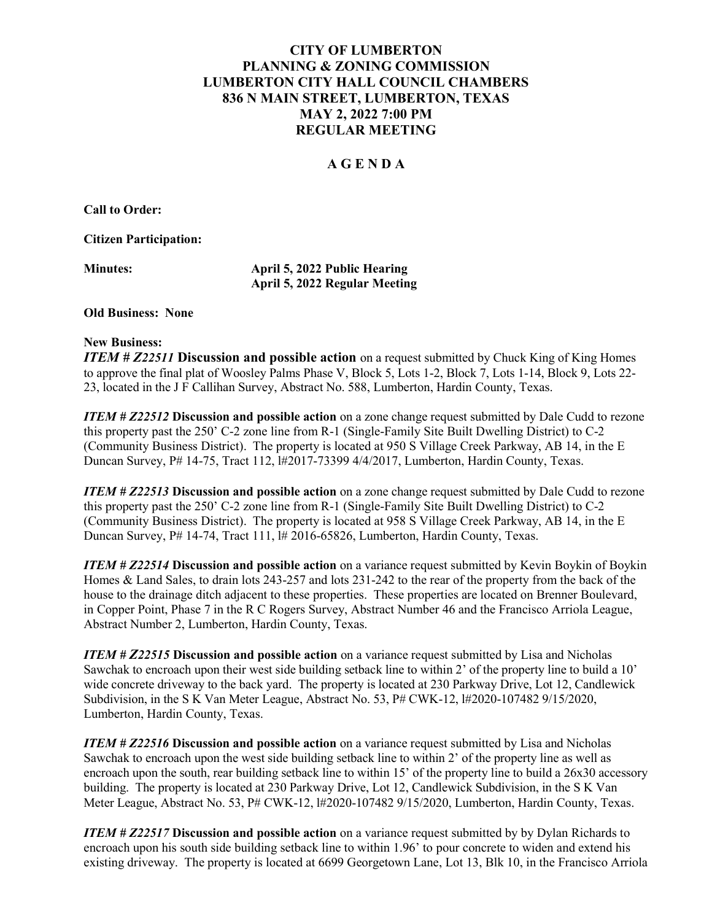**CITY OF LUMBERTON**
**PLANNING & ZONING COMMISSION**
**LUMBERTON CITY HALL COUNCIL CHAMBERS**
**836 N MAIN STREET, LUMBERTON, TEXAS**
**MAY 2, 2022 7:00 PM**
**REGULAR MEETING**

**A G E N D A**

**Call to Order:**

**Citizen Participation:**

**Minutes:** **April 5, 2022 Public Hearing**
**April 5, 2022 Regular Meeting**

**Old Business: None**

**New Business:**

***ITEM # Z22511*** **Discussion and possible action** on a request submitted by Chuck King of King Homes to approve the final plat of Woosley Palms Phase V, Block 5, Lots 1-2, Block 7, Lots 1-14, Block 9, Lots 22-23, located in the J F Callihan Survey, Abstract No. 588, Lumberton, Hardin County, Texas.

***ITEM # Z22512*** **Discussion and possible action** on a zone change request submitted by Dale Cudd to rezone this property past the 250' C-2 zone line from R-1 (Single-Family Site Built Dwelling District) to C-2 (Community Business District). The property is located at 950 S Village Creek Parkway, AB 14, in the E Duncan Survey, P# 14-75, Tract 112, l#2017-73399 4/4/2017, Lumberton, Hardin County, Texas.

***ITEM # Z22513*** **Discussion and possible action** on a zone change request submitted by Dale Cudd to rezone this property past the 250' C-2 zone line from R-1 (Single-Family Site Built Dwelling District) to C-2 (Community Business District). The property is located at 958 S Village Creek Parkway, AB 14, in the E Duncan Survey, P# 14-74, Tract 111, l# 2016-65826, Lumberton, Hardin County, Texas.

***ITEM # Z22514*** **Discussion and possible action** on a variance request submitted by Kevin Boykin of Boykin Homes & Land Sales, to drain lots 243-257 and lots 231-242 to the rear of the property from the back of the house to the drainage ditch adjacent to these properties. These properties are located on Brenner Boulevard, in Copper Point, Phase 7 in the R C Rogers Survey, Abstract Number 46 and the Francisco Arriola League, Abstract Number 2, Lumberton, Hardin County, Texas.

***ITEM # Z22515*** **Discussion and possible action** on a variance request submitted by Lisa and Nicholas Sawchak to encroach upon their west side building setback line to within 2' of the property line to build a 10' wide concrete driveway to the back yard. The property is located at 230 Parkway Drive, Lot 12, Candlewick Subdivision, in the S K Van Meter League, Abstract No. 53, P# CWK-12, l#2020-107482 9/15/2020, Lumberton, Hardin County, Texas.

***ITEM # Z22516*** **Discussion and possible action** on a variance request submitted by Lisa and Nicholas Sawchak to encroach upon the west side building setback line to within 2' of the property line as well as encroach upon the south, rear building setback line to within 15' of the property line to build a 26x30 accessory building. The property is located at 230 Parkway Drive, Lot 12, Candlewick Subdivision, in the S K Van Meter League, Abstract No. 53, P# CWK-12, l#2020-107482 9/15/2020, Lumberton, Hardin County, Texas.

***ITEM # Z22517*** **Discussion and possible action** on a variance request submitted by by Dylan Richards to encroach upon his south side building setback line to within 1.96' to pour concrete to widen and extend his existing driveway. The property is located at 6699 Georgetown Lane, Lot 13, Blk 10, in the Francisco Arriola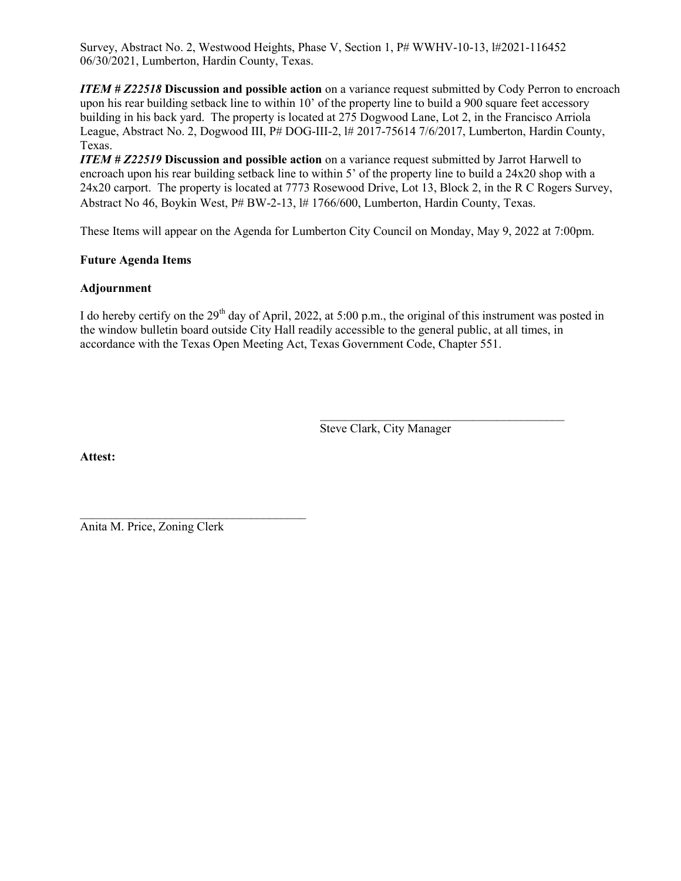Survey, Abstract No. 2, Westwood Heights, Phase V, Section 1, P# WWHV-10-13, l#2021-116452 06/30/2021, Lumberton, Hardin County, Texas.

***ITEM # Z22518*** **Discussion and possible action** on a variance request submitted by Cody Perron to encroach upon his rear building setback line to within 10' of the property line to build a 900 square feet accessory building in his back yard. The property is located at 275 Dogwood Lane, Lot 2, in the Francisco Arriola League, Abstract No. 2, Dogwood III, P# DOG-III-2, l# 2017-75614 7/6/2017, Lumberton, Hardin County, Texas.

***ITEM # Z22519*** **Discussion and possible action** on a variance request submitted by Jarrot Harwell to encroach upon his rear building setback line to within 5' of the property line to build a 24x20 shop with a 24x20 carport. The property is located at 7773 Rosewood Drive, Lot 13, Block 2, in the R C Rogers Survey, Abstract No 46, Boykin West, P# BW-2-13, l# 1766/600, Lumberton, Hardin County, Texas.

These Items will appear on the Agenda for Lumberton City Council on Monday, May 9, 2022 at 7:00pm.

**Future Agenda Items**

**Adjournment**

I do hereby certify on the 29th day of April, 2022, at 5:00 p.m., the original of this instrument was posted in the window bulletin board outside City Hall readily accessible to the general public, at all times, in accordance with the Texas Open Meeting Act, Texas Government Code, Chapter 551.

\_\_\_\_\_\_\_\_\_\_\_\_\_\_\_\_\_\_\_\_\_\_\_\_\_\_\_\_\_\_\_\_\_\_\_\_\_\_\_\_
Steve Clark, City Manager

**Attest:**

\_\_\_\_\_\_\_\_\_\_\_\_\_\_\_\_\_\_\_\_\_\_\_\_\_\_\_\_\_\_\_\_\_\_\_\_\_\_\_\_
Anita M. Price, Zoning Clerk